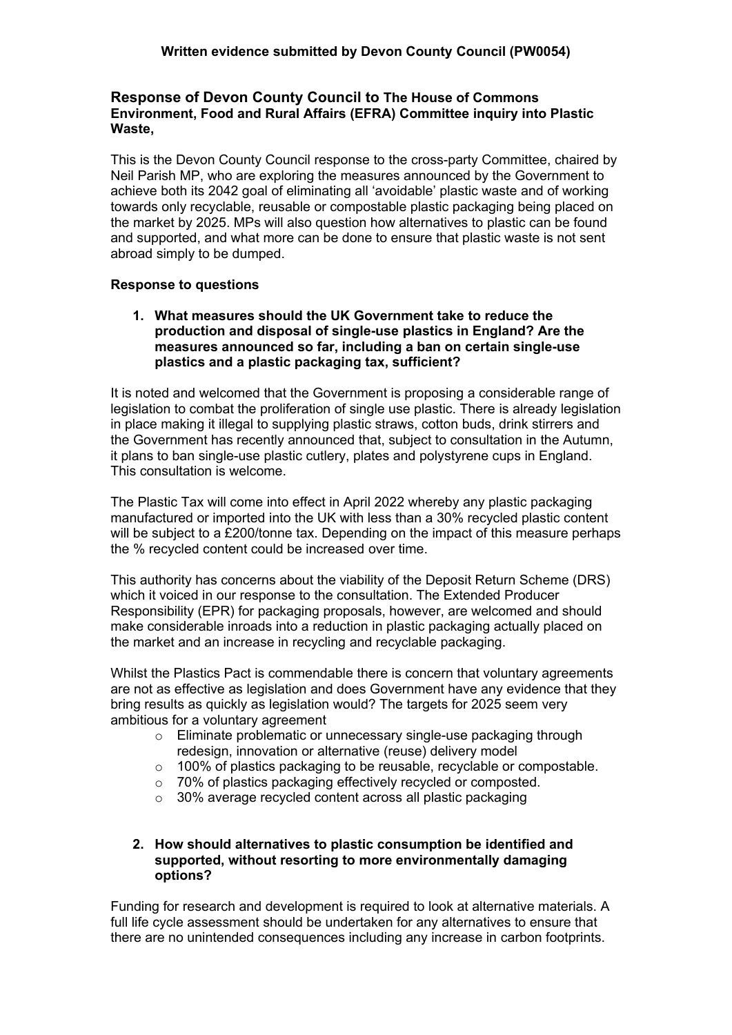**Written evidence submitted by Devon County Council (PW0054)**

## Response of Devon County Council to The House of Commons Environment, Food and Rural Affairs (EFRA) Committee inquiry into Plastic Waste,

This is the Devon County Council response to the cross-party Committee, chaired by Neil Parish MP, who are exploring the measures announced by the Government to achieve both its 2042 goal of eliminating all 'avoidable' plastic waste and of working towards only recyclable, reusable or compostable plastic packaging being placed on the market by 2025. MPs will also question how alternatives to plastic can be found and supported, and what more can be done to ensure that plastic waste is not sent abroad simply to be dumped.

### Response to questions

1. **What measures should the UK Government take to reduce the production and disposal of single-use plastics in England? Are the measures announced so far, including a ban on certain single-use plastics and a plastic packaging tax, sufficient?**

It is noted and welcomed that the Government is proposing a considerable range of legislation to combat the proliferation of single use plastic. There is already legislation in place making it illegal to supplying plastic straws, cotton buds, drink stirrers and the Government has recently announced that, subject to consultation in the Autumn, it plans to ban single-use plastic cutlery, plates and polystyrene cups in England. This consultation is welcome.

The Plastic Tax will come into effect in April 2022 whereby any plastic packaging manufactured or imported into the UK with less than a 30% recycled plastic content will be subject to a £200/tonne tax. Depending on the impact of this measure perhaps the % recycled content could be increased over time.

This authority has concerns about the viability of the Deposit Return Scheme (DRS) which it voiced in our response to the consultation. The Extended Producer Responsibility (EPR) for packaging proposals, however, are welcomed and should make considerable inroads into a reduction in plastic packaging actually placed on the market and an increase in recycling and recyclable packaging.

Whilst the Plastics Pact is commendable there is concern that voluntary agreements are not as effective as legislation and does Government have any evidence that they bring results as quickly as legislation would? The targets for 2025 seem very ambitious for a voluntary agreement

- Eliminate problematic or unnecessary single-use packaging through redesign, innovation or alternative (reuse) delivery model
- 100% of plastics packaging to be reusable, recyclable or compostable.
- 70% of plastics packaging effectively recycled or composted.
- 30% average recycled content across all plastic packaging

2. **How should alternatives to plastic consumption be identified and supported, without resorting to more environmentally damaging options?**

Funding for research and development is required to look at alternative materials. A full life cycle assessment should be undertaken for any alternatives to ensure that there are no unintended consequences including any increase in carbon footprints.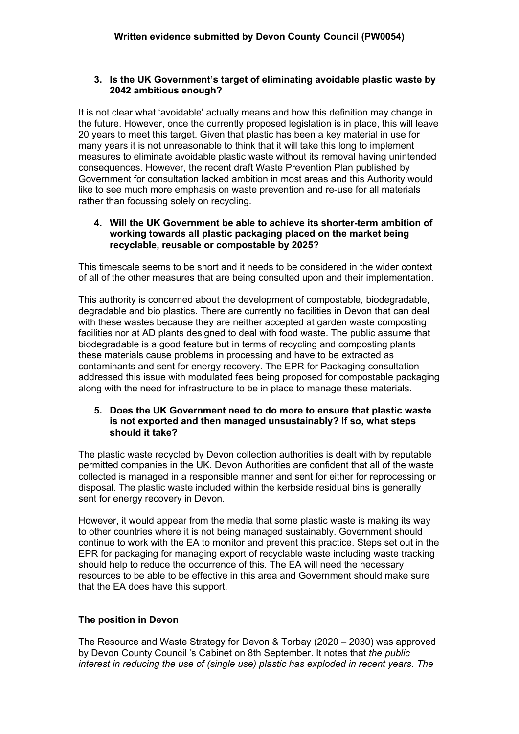**Written evidence submitted by Devon County Council (PW0054)**

3. **Is the UK Government's target of eliminating avoidable plastic waste by 2042 ambitious enough?**

It is not clear what 'avoidable' actually means and how this definition may change in the future. However, once the currently proposed legislation is in place, this will leave 20 years to meet this target. Given that plastic has been a key material in use for many years it is not unreasonable to think that it will take this long to implement measures to eliminate avoidable plastic waste without its removal having unintended consequences. However, the recent draft Waste Prevention Plan published by Government for consultation lacked ambition in most areas and this Authority would like to see much more emphasis on waste prevention and re-use for all materials rather than focussing solely on recycling.

4. **Will the UK Government be able to achieve its shorter-term ambition of working towards all plastic packaging placed on the market being recyclable, reusable or compostable by 2025?**

This timescale seems to be short and it needs to be considered in the wider context of all of the other measures that are being consulted upon and their implementation.

This authority is concerned about the development of compostable, biodegradable, degradable and bio plastics. There are currently no facilities in Devon that can deal with these wastes because they are neither accepted at garden waste composting facilities nor at AD plants designed to deal with food waste. The public assume that biodegradable is a good feature but in terms of recycling and composting plants these materials cause problems in processing and have to be extracted as contaminants and sent for energy recovery. The EPR for Packaging consultation addressed this issue with modulated fees being proposed for compostable packaging along with the need for infrastructure to be in place to manage these materials.

5. **Does the UK Government need to do more to ensure that plastic waste is not exported and then managed unsustainably? If so, what steps should it take?**

The plastic waste recycled by Devon collection authorities is dealt with by reputable permitted companies in the UK. Devon Authorities are confident that all of the waste collected is managed in a responsible manner and sent for either for reprocessing or disposal. The plastic waste included within the kerbside residual bins is generally sent for energy recovery in Devon.

However, it would appear from the media that some plastic waste is making its way to other countries where it is not being managed sustainably. Government should continue to work with the EA to monitor and prevent this practice. Steps set out in the EPR for packaging for managing export of recyclable waste including waste tracking should help to reduce the occurrence of this. The EA will need the necessary resources to be able to be effective in this area and Government should make sure that the EA does have this support.

**The position in Devon**

The Resource and Waste Strategy for Devon & Torbay (2020 – 2030) was approved by Devon County Council 's Cabinet on 8th September. It notes that *the public interest in reducing the use of (single use) plastic has exploded in recent years. The*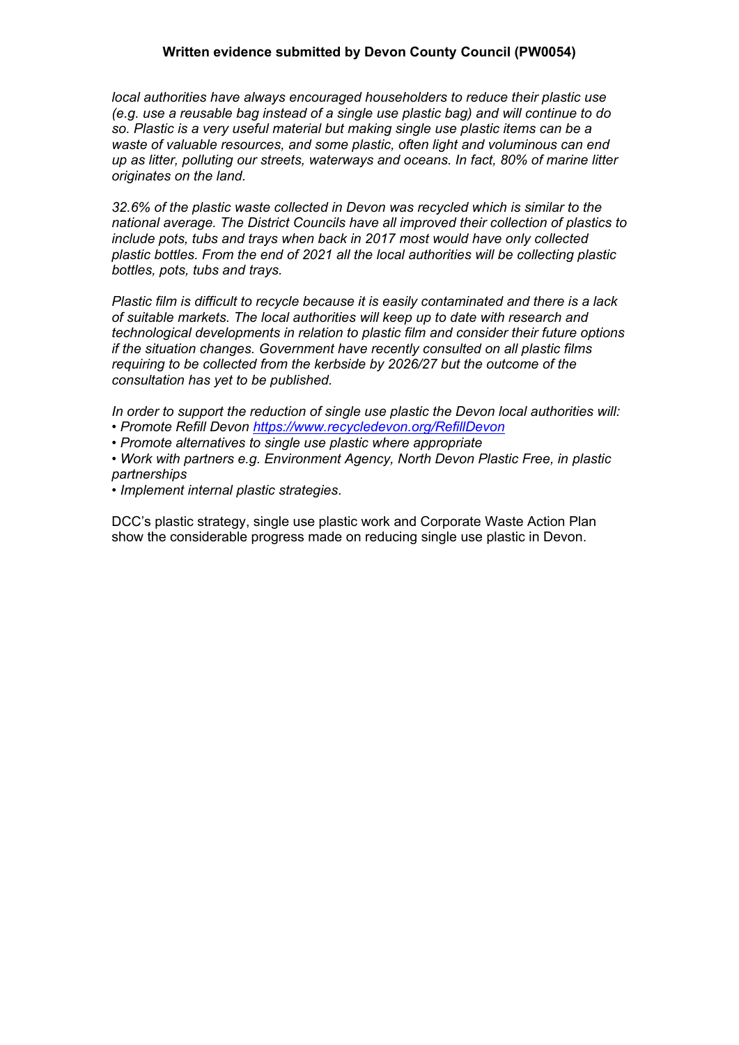*local authorities have always encouraged householders to reduce their plastic use (e.g. use a reusable bag instead of a single use plastic bag) and will continue to do so. Plastic is a very useful material but making single use plastic items can be a waste of valuable resources, and some plastic, often light and voluminous can end up as litter, polluting our streets, waterways and oceans. In fact, 80% of marine litter originates on the land.*

*32.6% of the plastic waste collected in Devon was recycled which is similar to the national average. The District Councils have all improved their collection of plastics to include pots, tubs and trays when back in 2017 most would have only collected plastic bottles. From the end of 2021 all the local authorities will be collecting plastic bottles, pots, tubs and trays.*

*Plastic film is difficult to recycle because it is easily contaminated and there is a lack of suitable markets. The local authorities will keep up to date with research and technological developments in relation to plastic film and consider their future options if the situation changes. Government have recently consulted on all plastic films requiring to be collected from the kerbside by 2026/27 but the outcome of the consultation has yet to be published.*

*In order to support the reduction of single use plastic the Devon local authorities will:*

- *Promote Refill Devon [https://www.recycledevon.org/RefillDevon](https://www.recycledevon.org/RefillDevon)*
- *Promote alternatives to single use plastic where appropriate*
- *Work with partners e.g. Environment Agency, North Devon Plastic Free, in plastic partnerships*
- *Implement internal plastic strategies*.

DCC's plastic strategy, single use plastic work and Corporate Waste Action Plan show the considerable progress made on reducing single use plastic in Devon.